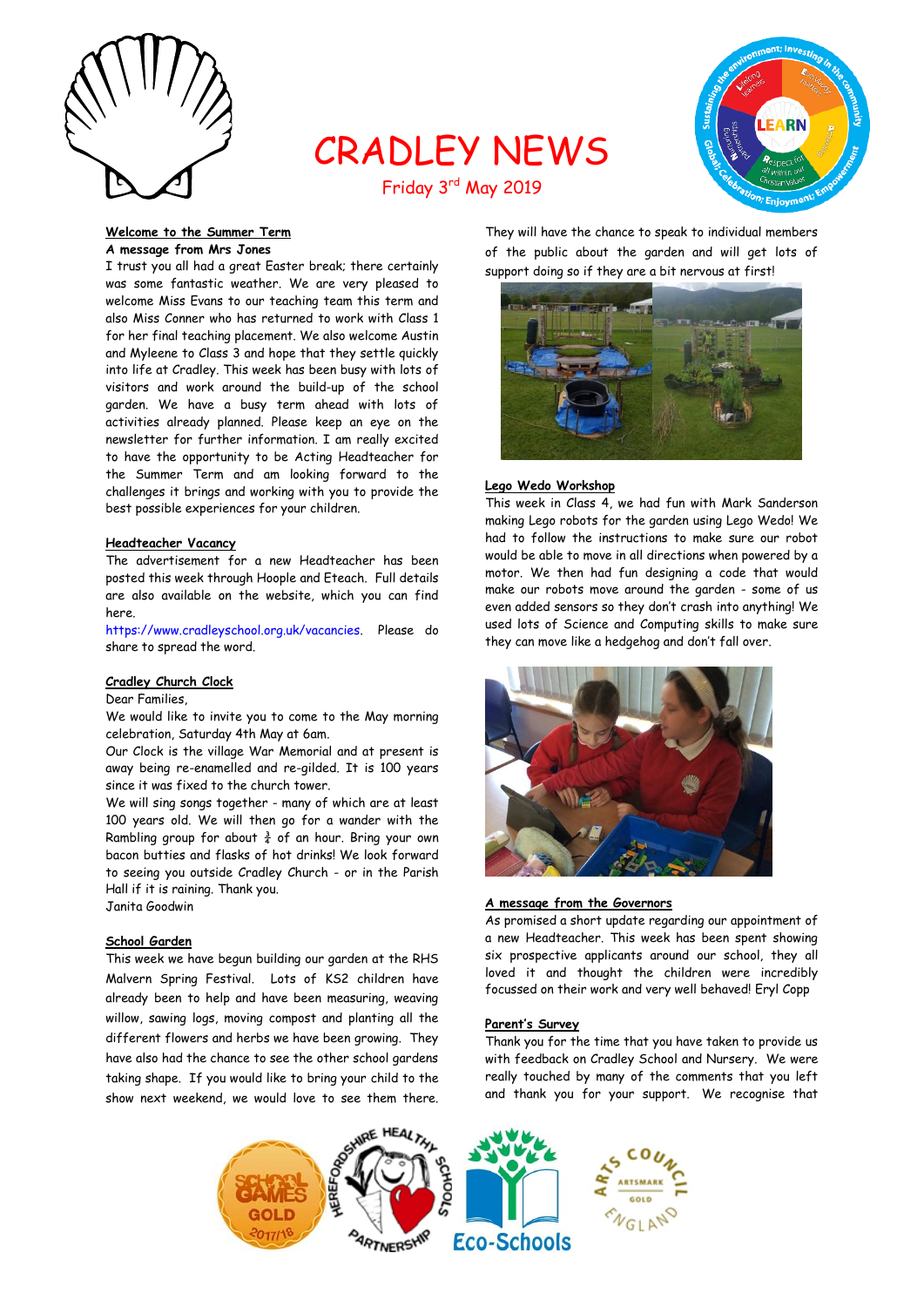# CRADLEY NEWS

Friday 3rd May 2019

## Welcome to the Summer Term

**A message from Mrs Jones**

I trust you all had a great Easter break; there certainly was some fantastic weather. We are very pleased to welcome Miss Evans to our teaching team this term and also Miss Conner who has returned to work with Class 1 for her final teaching placement. We also welcome Austin and Myleene to Class 3 and hope that they settle quickly into life at Cradley. This week has been busy with lots of visitors and work around the build-up of the school garden. We have a busy term ahead with lots of activities already planned. Please keep an eye on the newsletter for further information. I am really excited to have the opportunity to be Acting Headteacher for the Summer Term and am looking forward to the challenges it brings and working with you to provide the best possible experiences for your children.

## Headteacher Vacancy

The advertisement for a new Headteacher has been posted this week through Hoople and Eteach. Full details are also available on the website, which you can find here.

https://www.cradleyschool.org.uk/vacancies. Please do share to spread the word.

## Cradley Church Clock

Dear Families,

We would like to invite you to come to the May morning celebration, Saturday 4th May at 6am.

Our Clock is the village War Memorial and at present is away being re-enamelled and re-gilded. It is 100 years since it was fixed to the church tower.

We will sing songs together - many of which are at least 100 years old. We will then go for a wander with the Rambling group for about ¾ of an hour. Bring your own bacon butties and flasks of hot drinks! We look forward to seeing you outside Cradley Church - or in the Parish Hall if it is raining. Thank you.

Janita Goodwin

## School Garden

This week we have begun building our garden at the RHS Malvern Spring Festival. Lots of KS2 children have already been to help and have been measuring, weaving willow, sawing logs, moving compost and planting all the different flowers and herbs we have been growing. They have also had the chance to see the other school gardens taking shape. If you would like to bring your child to the show next weekend, we would love to see them there. They will have the chance to speak to individual members of the public about the garden and will get lots of support doing so if they are a bit nervous at first!

## Lego Wedo Workshop

This week in Class 4, we had fun with Mark Sanderson making Lego robots for the garden using Lego Wedo! We had to follow the instructions to make sure our robot would be able to move in all directions when powered by a motor. We then had fun designing a code that would make our robots move around the garden - some of us even added sensors so they don't crash into anything! We used lots of Science and Computing skills to make sure they can move like a hedgehog and don't fall over.

## A message from the Governors

As promised a short update regarding our appointment of a new Headteacher. This week has been spent showing six prospective applicants around our school, they all loved it and thought the children were incredibly focussed on their work and very well behaved! Eryl Copp

## Parent's Survey

Thank you for the time that you have taken to provide us with feedback on Cradley School and Nursery. We were really touched by many of the comments that you left and thank you for your support. We recognise that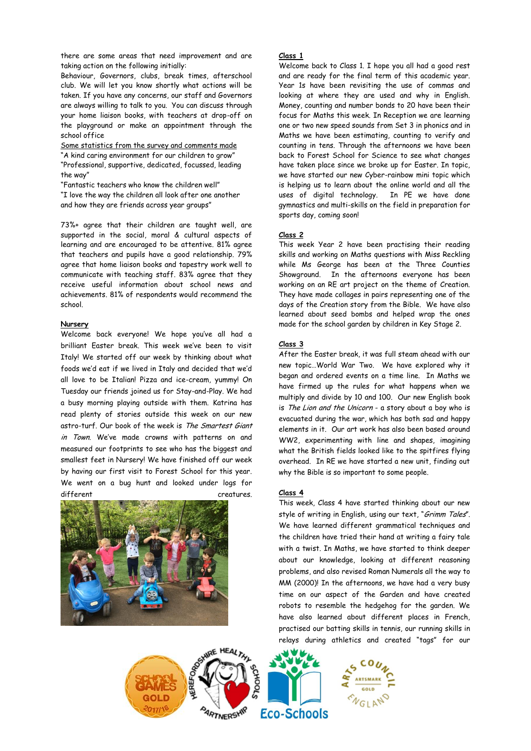there are some areas that need improvement and are taking action on the following initially:

Behaviour, Governors, clubs, break times, afterschool club. We will let you know shortly what actions will be taken. If you have any concerns, our staff and Governors are always willing to talk to you. You can discuss through your home liaison books, with teachers at drop-off on the playground or make an appointment through the school office

Some statistics from the survey and comments made

"A kind caring environment for our children to grow"

"Professional, supportive, dedicated, focussed, leading the way"

"Fantastic teachers who know the children well"

"I love the way the children all look after one another and how they are friends across year groups"

73%+ agree that their children are taught well, are supported in the social, moral & cultural aspects of learning and are encouraged to be attentive. 81% agree that teachers and pupils have a good relationship. 79% agree that home liaison books and tapestry work well to communicate with teaching staff. 83% agree that they receive useful information about school news and achievements. 81% of respondents would recommend the school.

## Nursery

Welcome back everyone! We hope you've all had a brilliant Easter break. This week we've been to visit Italy! We started off our week by thinking about what foods we'd eat if we lived in Italy and decided that we'd all love to be Italian! Pizza and ice-cream, yummy! On Tuesday our friends joined us for Stay-and-Play. We had a busy morning playing outside with them. Katrina has read plenty of stories outside this week on our new astro-turf. Our book of the week is *The Smartest Giant in Town*. We've made crowns with patterns on and measured our footprints to see who has the biggest and smallest feet in Nursery! We have finished off our week by having our first visit to Forest School for this year. We went on a bug hunt and looked under logs for different creatures.

## Class 1

Welcome back to Class 1. I hope you all had a good rest and are ready for the final term of this academic year. Year 1s have been revisiting the use of commas and looking at where they are used and why in English. Money, counting and number bonds to 20 have been their focus for Maths this week. In Reception we are learning one or two new speed sounds from Set 3 in phonics and in Maths we have been estimating, counting to verify and counting in tens. Through the afternoons we have been back to Forest School for Science to see what changes have taken place since we broke up for Easter. In topic, we have started our new Cyber-rainbow mini topic which is helping us to learn about the online world and all the uses of digital technology. In PE we have done gymnastics and multi-skills on the field in preparation for sports day, coming soon!

## Class 2

This week Year 2 have been practising their reading skills and working on Maths questions with Miss Reckling while Ms George has been at the Three Counties Showground. In the afternoons everyone has been working on an RE art project on the theme of Creation. They have made collages in pairs representing one of the days of the Creation story from the Bible. We have also learned about seed bombs and helped wrap the ones made for the school garden by children in Key Stage 2.

## Class 3

After the Easter break, it was full steam ahead with our new topic…World War Two. We have explored why it began and ordered events on a time line. In Maths we have firmed up the rules for what happens when we multiply and divide by 10 and 100. Our new English book is *The Lion and the Unicorn* - a story about a boy who is evacuated during the war, which has both sad and happy elements in it. Our art work has also been based around WW2, experimenting with line and shapes, imagining what the British fields looked like to the spitfires flying overhead. In RE we have started a new unit, finding out why the Bible is so important to some people.

## Class 4

This week, Class 4 have started thinking about our new style of writing in English, using our text, "*Grimm Tales*". We have learned different grammatical techniques and the children have tried their hand at writing a fairy tale with a twist. In Maths, we have started to think deeper about our knowledge, looking at different reasoning problems, and also revised Roman Numerals all the way to MM (2000)! In the afternoons, we have had a very busy time on our aspect of the Garden and have created robots to resemble the hedgehog for the garden. We have also learned about different places in French, practised our batting skills in tennis, our running skills in relays during athletics and created "tags" for our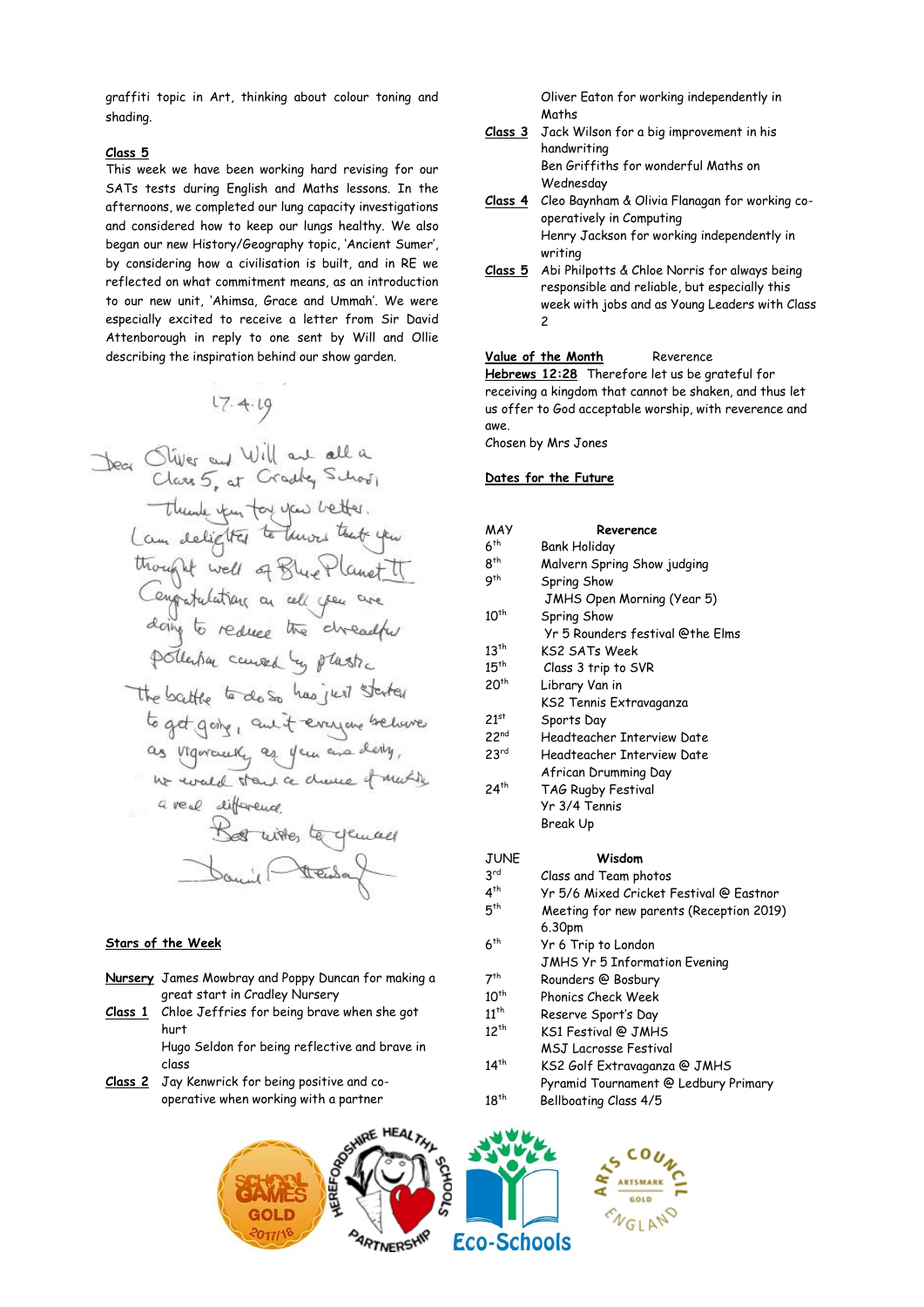graffiti topic in Art, thinking about colour toning and shading.

**Class 5**

This week we have been working hard revising for our SATs tests during English and Maths lessons. In the afternoons, we completed our lung capacity investigations and considered how to keep our lungs healthy. We also began our new History/Geography topic, 'Ancient Sumer', by considering how a civilisation is built, and in RE we reflected on what commitment means, as an introduction to our new unit, 'Ahimsa, Grace and Ummah'. We were especially excited to receive a letter from Sir David Attenborough in reply to one sent by Will and Ollie describing the inspiration behind our show garden.

17.4.19

Dear Oliver and Will and all a Class 5, at Cradley School,

Thank you for your letter. I am delighted to know that you thought well of Blue Planet II. Congratulations on all you are doing to reduce the dreadful pollution caused by plastic. The battle to do so has just started to get going, and if everyone behaves as vigorously as you are doing, we would stand a chance of making a real difference.

Best wishes to you all

David Attenborough

**Stars of the Week**

**Nursery** James Mowbray and Poppy Duncan for making a great start in Cradley Nursery

**Class 1** Chloe Jeffries for being brave when she got hurt
Hugo Seldon for being reflective and brave in class

**Class 2** Jay Kenwrick for being positive and co-operative when working with a partner
Oliver Eaton for working independently in Maths

**Class 3** Jack Wilson for a big improvement in his handwriting
Ben Griffiths for wonderful Maths on Wednesday

**Class 4** Cleo Baynham & Olivia Flanagan for working co-operatively in Computing
Henry Jackson for working independently in writing

**Class 5** Abi Philpotts & Chloe Norris for always being responsible and reliable, but especially this week with jobs and as Young Leaders with Class 2

**Value of the Month** Reverence

**Hebrews 12:28** Therefore let us be grateful for receiving a kingdom that cannot be shaken, and thus let us offer to God acceptable worship, with reverence and awe.

Chosen by Mrs Jones

**Dates for the Future**

| MAY | **Reverence** |
|---|---|
| 6th | Bank Holiday |
| 8th | Malvern Spring Show judging |
| 9th | Spring Show<br>JMHS Open Morning (Year 5) |
| 10th | Spring Show<br>Yr 5 Rounders festival @the Elms |
| 13th | KS2 SATs Week |
| 15th | Class 3 trip to SVR |
| 20th | Library Van in<br>KS2 Tennis Extravaganza |
| 21st | Sports Day |
| 22nd | Headteacher Interview Date |
| 23rd | Headteacher Interview Date<br>African Drumming Day |
| 24th | TAG Rugby Festival<br>Yr 3/4 Tennis<br>Break Up |

| JUNE | **Wisdom** |
|---|---|
| 3rd | Class and Team photos |
| 4th | Yr 5/6 Mixed Cricket Festival @ Eastnor |
| 5th | Meeting for new parents (Reception 2019) 6.30pm |
| 6th | Yr 6 Trip to London<br>JMHS Yr 5 Information Evening |
| 7th | Rounders @ Bosbury |
| 10th | Phonics Check Week |
| 11th | Reserve Sport's Day |
| 12th | KS1 Festival @ JMHS<br>MSJ Lacrosse Festival |
| 14th | KS2 Golf Extravaganza @ JMHS<br>Pyramid Tournament @ Ledbury Primary |
| 18th | Bellboating Class 4/5 |

SCHOOL GAMES GOLD 2017/18 · HEREFORDSHIRE HEALTHY SCHOOLS PARTNERSHIP · Eco-Schools · ARTS COUNCIL ENGLAND ARTSMARK GOLD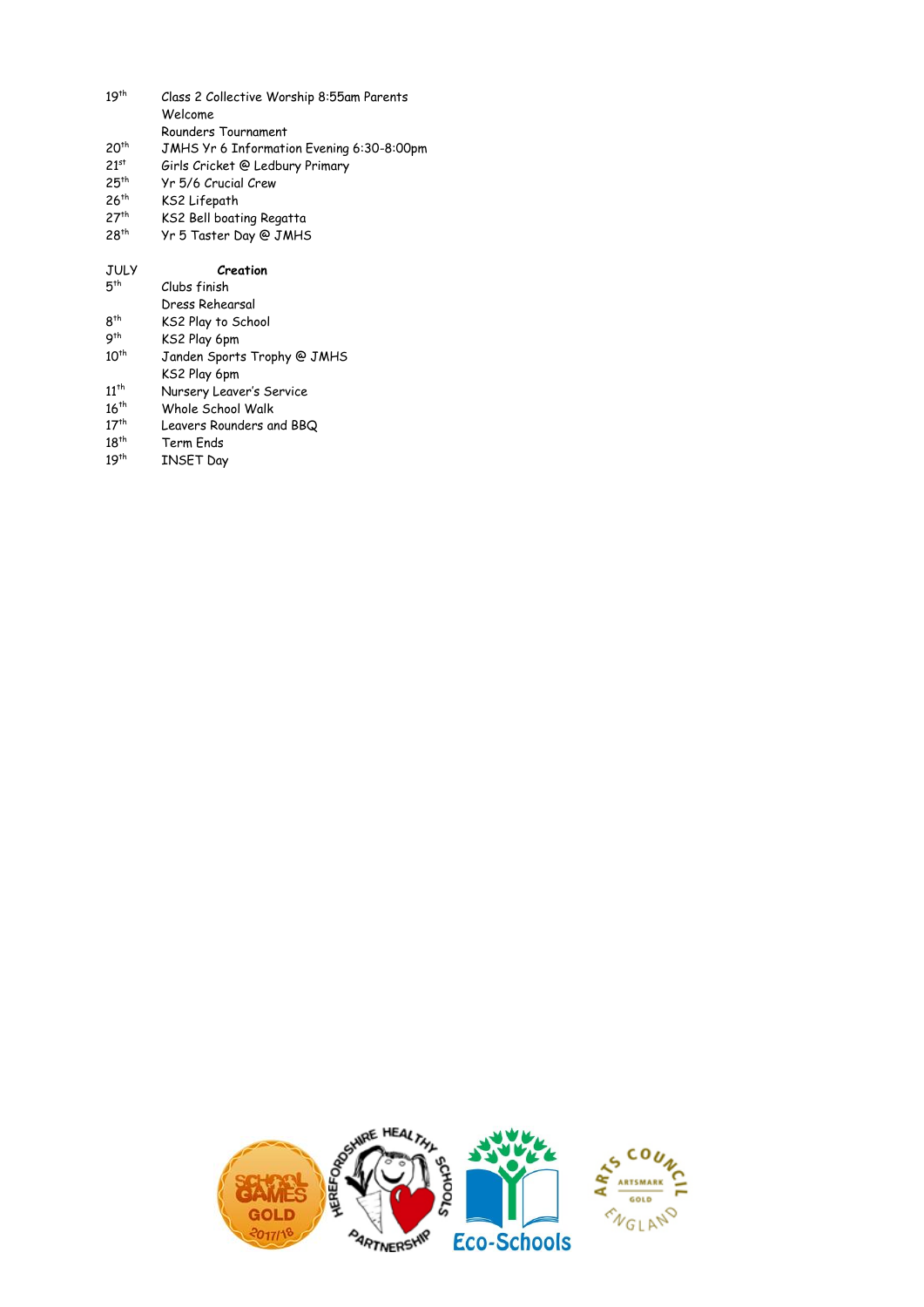| | |
|---|---|
| 19th | Class 2 Collective Worship 8:55am Parents Welcome |
| | Rounders Tournament |
| 20th | JMHS Yr 6 Information Evening 6:30-8:00pm |
| 21st | Girls Cricket @ Ledbury Primary |
| 25th | Yr 5/6 Crucial Crew |
| 26th | KS2 Lifepath |
| 27th | KS2 Bell boating Regatta |
| 28th | Yr 5 Taster Day @ JMHS |

| JULY | **Creation** |
|---|---|
| 5th | Clubs finish |
| | Dress Rehearsal |
| 8th | KS2 Play to School |
| 9th | KS2 Play 6pm |
| 10th | Janden Sports Trophy @ JMHS |
| | KS2 Play 6pm |
| 11th | Nursery Leaver's Service |
| 16th | Whole School Walk |
| 17th | Leavers Rounders and BBQ |
| 18th | Term Ends |
| 19th | INSET Day |